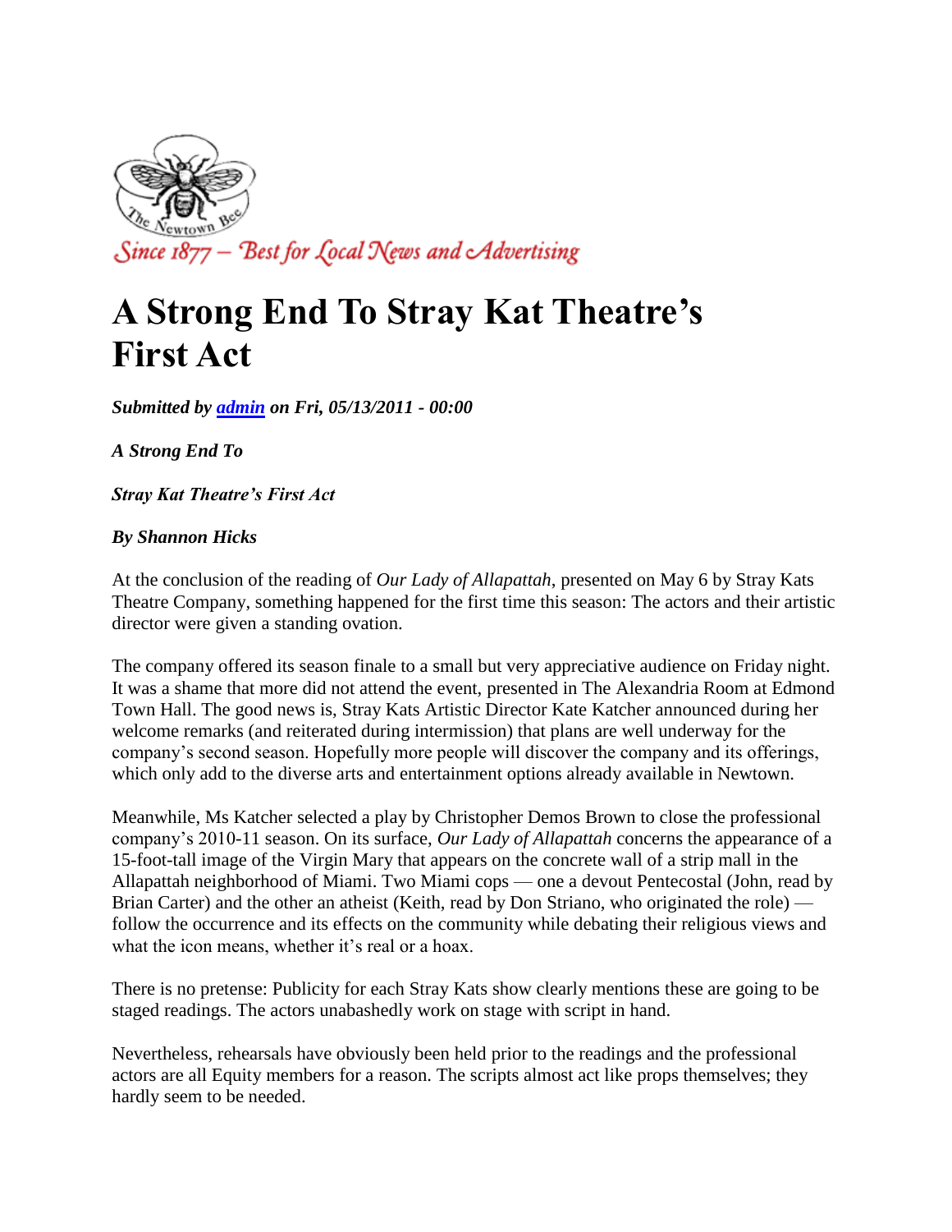Since 1877 – Best for Local News and Advertising

# A Strong End To Stray Kat Theatre's First Act

***Submitted by admin on Fri, 05/13/2011 - 00:00***

***A Strong End To***

***Stray Kat Theatre's First Act***

***By Shannon Hicks***

At the conclusion of the reading of *Our Lady of Allapattah*, presented on May 6 by Stray Kats Theatre Company, something happened for the first time this season: The actors and their artistic director were given a standing ovation.

The company offered its season finale to a small but very appreciative audience on Friday night. It was a shame that more did not attend the event, presented in The Alexandria Room at Edmond Town Hall. The good news is, Stray Kats Artistic Director Kate Katcher announced during her welcome remarks (and reiterated during intermission) that plans are well underway for the company's second season. Hopefully more people will discover the company and its offerings, which only add to the diverse arts and entertainment options already available in Newtown.

Meanwhile, Ms Katcher selected a play by Christopher Demos Brown to close the professional company's 2010-11 season. On its surface, *Our Lady of Allapattah* concerns the appearance of a 15-foot-tall image of the Virgin Mary that appears on the concrete wall of a strip mall in the Allapattah neighborhood of Miami. Two Miami cops — one a devout Pentecostal (John, read by Brian Carter) and the other an atheist (Keith, read by Don Striano, who originated the role) — follow the occurrence and its effects on the community while debating their religious views and what the icon means, whether it's real or a hoax.

There is no pretense: Publicity for each Stray Kats show clearly mentions these are going to be staged readings. The actors unabashedly work on stage with script in hand.

Nevertheless, rehearsals have obviously been held prior to the readings and the professional actors are all Equity members for a reason. The scripts almost act like props themselves; they hardly seem to be needed.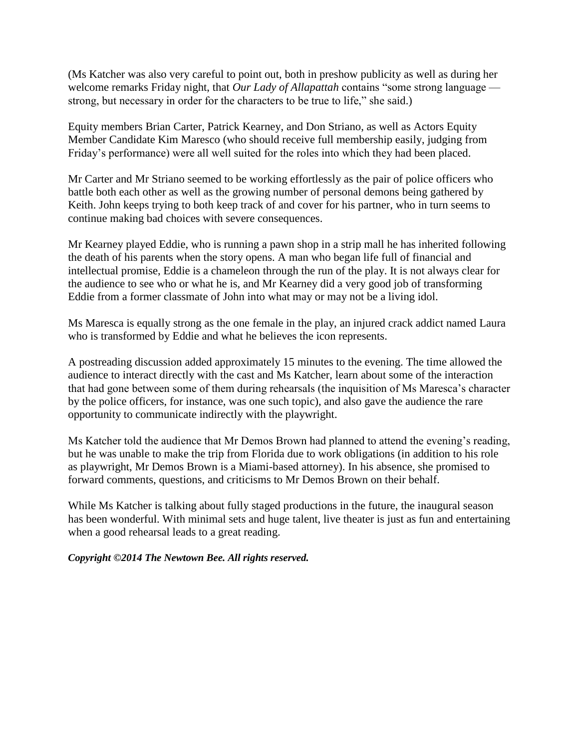(Ms Katcher was also very careful to point out, both in preshow publicity as well as during her welcome remarks Friday night, that *Our Lady of Allapattah* contains "some strong language — strong, but necessary in order for the characters to be true to life," she said.)

Equity members Brian Carter, Patrick Kearney, and Don Striano, as well as Actors Equity Member Candidate Kim Maresco (who should receive full membership easily, judging from Friday's performance) were all well suited for the roles into which they had been placed.

Mr Carter and Mr Striano seemed to be working effortlessly as the pair of police officers who battle both each other as well as the growing number of personal demons being gathered by Keith. John keeps trying to both keep track of and cover for his partner, who in turn seems to continue making bad choices with severe consequences.

Mr Kearney played Eddie, who is running a pawn shop in a strip mall he has inherited following the death of his parents when the story opens. A man who began life full of financial and intellectual promise, Eddie is a chameleon through the run of the play. It is not always clear for the audience to see who or what he is, and Mr Kearney did a very good job of transforming Eddie from a former classmate of John into what may or may not be a living idol.

Ms Maresca is equally strong as the one female in the play, an injured crack addict named Laura who is transformed by Eddie and what he believes the icon represents.

A postreading discussion added approximately 15 minutes to the evening. The time allowed the audience to interact directly with the cast and Ms Katcher, learn about some of the interaction that had gone between some of them during rehearsals (the inquisition of Ms Maresca's character by the police officers, for instance, was one such topic), and also gave the audience the rare opportunity to communicate indirectly with the playwright.

Ms Katcher told the audience that Mr Demos Brown had planned to attend the evening's reading, but he was unable to make the trip from Florida due to work obligations (in addition to his role as playwright, Mr Demos Brown is a Miami-based attorney). In his absence, she promised to forward comments, questions, and criticisms to Mr Demos Brown on their behalf.

While Ms Katcher is talking about fully staged productions in the future, the inaugural season has been wonderful. With minimal sets and huge talent, live theater is just as fun and entertaining when a good rehearsal leads to a great reading.

***Copyright ©2014 The Newtown Bee. All rights reserved.***